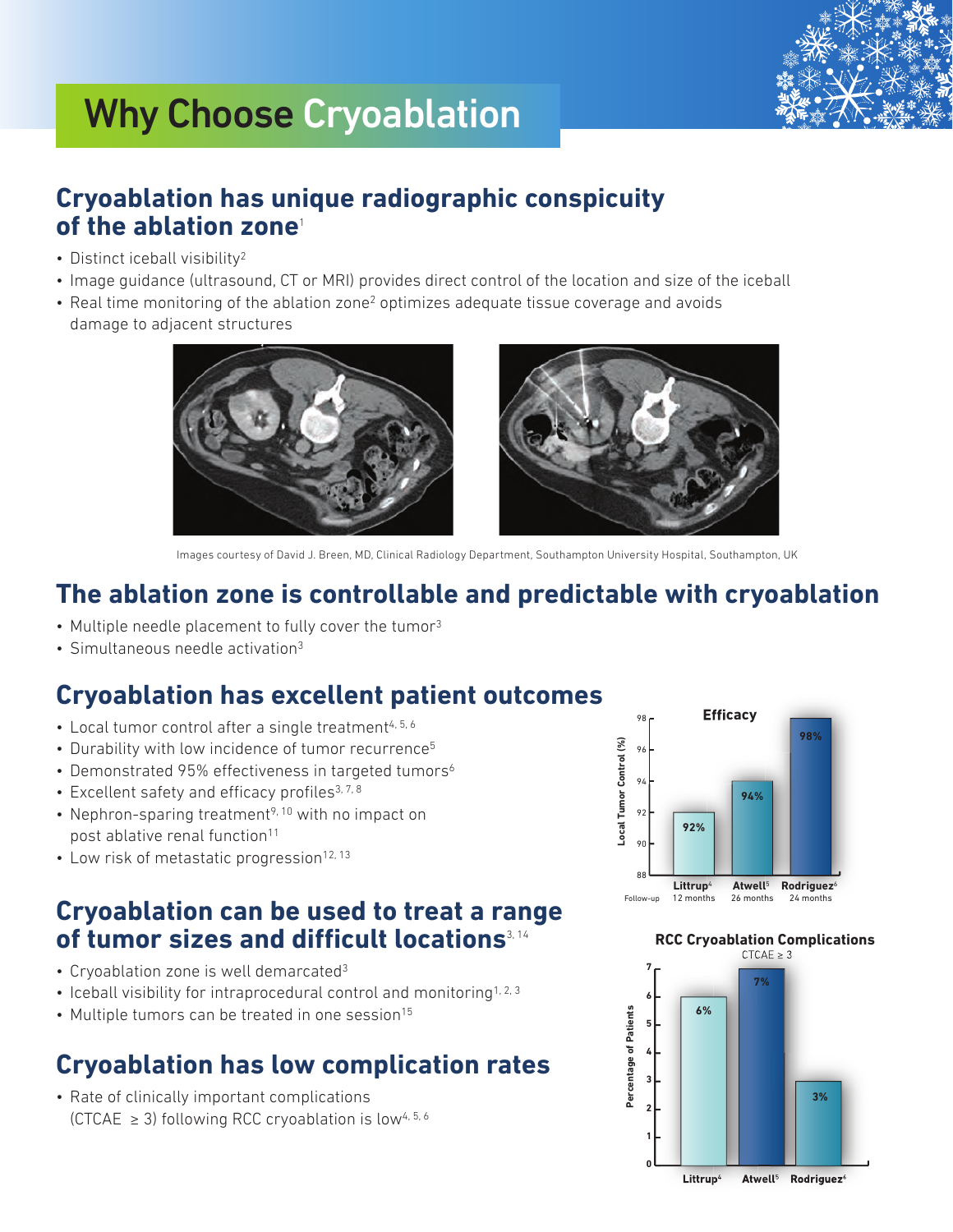# Why Choose Cryoablation

## Cryoablation has unique radiographic conspicuity of the ablation zone[1]

- Distinct iceball visibility[2]
- Image guidance (ultrasound, CT or MRI) provides direct control of the location and size of the iceball
- Real time monitoring of the ablation zone[2] optimizes adequate tissue coverage and avoids damage to adjacent structures

Images courtesy of David J. Breen, MD, Clinical Radiology Department, Southampton University Hospital, Southampton, UK

## The ablation zone is controllable and predictable with cryoablation

- Multiple needle placement to fully cover the tumor[3]
- Simultaneous needle activation[3]

## Cryoablation has excellent patient outcomes

- Local tumor control after a single treatment[4, 5, 6]
- Durability with low incidence of tumor recurrence[5]
- Demonstrated 95% effectiveness in targeted tumors[6]
- Excellent safety and efficacy profiles[3, 7, 8]
- Nephron-sparing treatment[9, 10] with no impact on post ablative renal function[11]
- Low risk of metastatic progression[12, 13]

**Efficacy**

| Follow-up | Littrup[4] (12 months) | Atwell[5] (26 months) | Rodriguez[6] (24 months) |
|---|---|---|---|
| Local Tumor Control (%) | 92% | 94% | 98% |

## Cryoablation can be used to treat a range of tumor sizes and difficult locations[3, 14]

- Cryoablation zone is well demarcated[3]
- Iceball visibility for intraprocedural control and monitoring[1, 2, 3]
- Multiple tumors can be treated in one session[15]

## Cryoablation has low complication rates

- Rate of clinically important complications (CTCAE ≥ 3) following RCC cryoablation is low[4, 5, 6]

**RCC Cryoablation Complications**
CTCAE ≥ 3

| | Littrup[4] | Atwell[5] | Rodriguez[6] |
|---|---|---|---|
| Percentage of Patients | 6% | 7% | 3% |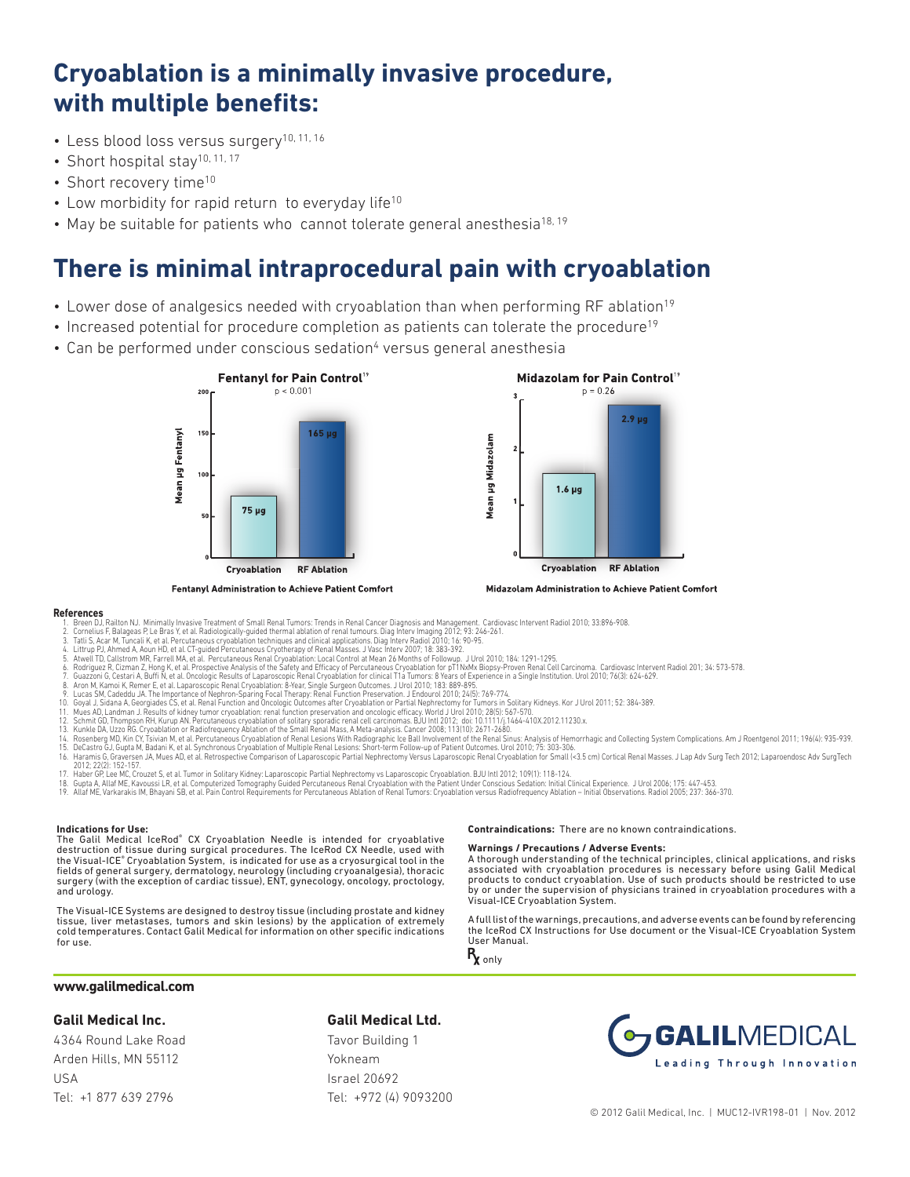# Cryoablation is a minimally invasive procedure, with multiple benefits:

- Less blood loss versus surgery[10, 11, 16]
- Short hospital stay[10, 11, 17]
- Short recovery time[10]
- Low morbidity for rapid return to everyday life[10]
- May be suitable for patients who cannot tolerate general anesthesia[18, 19]

# There is minimal intraprocedural pain with cryoablation

- Lower dose of analgesics needed with cryoablation than when performing RF ablation[19]
- Increased potential for procedure completion as patients can tolerate the procedure[19]
- Can be performed under conscious sedation[4] versus general anesthesia

**Fentanyl for Pain Control**[19]

p < 0.001

Mean µg Fentanyl

200
150
100
50
0

75 µg
165 µg

Cryoablation
RF Ablation

**Fentanyl Administration to Achieve Patient Comfort**

**Midazolam for Pain Control**[19]

p = 0.26

Mean µg Midazolam

3
2
1
0

1.6 µg
2.9 µg

Cryoablation
RF Ablation

**Midazolam Administration to Achieve Patient Comfort**

**References**

1. Breen DJ, Railton NJ. Minimally Invasive Treatment of Small Renal Tumors: Trends in Renal Cancer Diagnosis and Management. Cardiovasc Intervent Radiol 2010; 33:896-908.
2. Cornelius F, Balageas P, Le Bras Y, et al. Radiologically-guided thermal ablation of renal tumours. Diag Interv Imaging 2012; 93: 246-261.
3. Tatli S, Acar M, Tuncali K, et al. Percutaneous cryoablation techniques and clinical applications. Diag Interv Radiol 2010; 16: 90-95.
4. Littrup PJ, Ahmed A, Aoun HD, et al. CT-guided Percutaneous Cryotherapy of Renal Masses. J Vasc Interv 2007; 18: 383-392.
5. Atwell TD, Callstrom MR, Farrell MA, et al. Percutaneous Renal Cryoablation: Local Control at Mean 26 Months of Followup. J Urol 2010; 184: 1291-1295.
6. Rodriguez R, Cizman Z, Hong K, et al. Prospective Analysis of the Safety and Efficacy of Percutaneous Cryoablation for pT1NxMx Biopsy-Proven Renal Cell Carcinoma. Cardiovasc Intervent Radiol 201; 34: 573-578.
7. Guazzoni G, Cestari A, Buffi N, et al. Oncologic Results of Laparoscopic Renal Cryoablation for clinical T1a Tumors: 8 Years of Experience in a Single Institution. Urol 2010; 76(3): 624-629.
8. Aron M, Kamoi K, Remer E, et al. Laparoscopic Renal Cryoablation: 8-Year, Single Surgeon Outcomes. J Urol 2010; 183: 889-895.
9. Lucas SM, Cadeddu JA. The Importance of Nephron-Sparing Focal Therapy: Renal Function Preservation. J Endourol 2010; 24(5): 769-774.
10. Goyal J, Sidana A, Georgiades CS, et al. Renal Function and Oncologic Outcomes after Cryoablation or Partial Nephrectomy for Tumors in Solitary Kidneys. Kor J Urol 2011; 52: 384-389.
11. Mues AD, Landman J. Results of kidney tumor cryoablation: renal function preservation and oncologic efficacy. World J Urol 2010; 28(5): 567-570.
12. Schmit GD, Thompson RH, Kurup AN. Percutaneous cryoablation of solitary sporadic renal cell carcinomas. BJU Intl 2012; doi: 10.1111/j.1464-410X.2012.11230.x.
13. Kunkle DA, Uzzo RG. Cryoablation or Radiofrequency Ablation of the Small Renal Mass, A Meta-analysis. Cancer 2008; 113(10): 2671-2680.
14. Rosenberg MD, Kin CY, Tsivian M, et al. Percutaneous Cryoablation of Renal Lesions With Radiographic Ice Ball Involvement of the Renal Sinus: Analysis of Hemorrhagic and Collecting System Complications. Am J Roentgenol 2011; 196(4): 935-939.
15. DeCastro GJ, Gupta M, Badani K, et al. Synchronous Cryoablation of Multiple Renal Lesions: Short-term Follow-up of Patient Outcomes. Urol 2010; 75: 303-306.
16. Haramis G, Graversen JA, Mues AD, et al. Retrospective Comparison of Laparoscopic Partial Nephrectomy Versus Laparoscopic Renal Cryoablation for Small (<3.5 cm) Cortical Renal Masses. J Lap Adv Surg Tech 2012; Laparoendosc Adv SurgTech 2012; 22(2): 152-157.
17. Haber GP, Lee MC, Crouzet S, et al. Tumor in Solitary Kidney: Laparoscopic Partial Nephrectomy vs Laparoscopic Cryoablation. BJU Intl 2012; 109(1): 118-124.
18. Gupta A, Allaf ME, Kavoussi LR, et al. Computerized Tomography Guided Percutaneous Renal Cryoablation with the Patient Under Conscious Sedation: Initial Clinical Experience. J Urol 2006; 175: 447-453.
19. Allaf ME, Varkarakis IM, Bhayani SB, et al. Pain Control Requirements for Percutaneous Ablation of Renal Tumors: Cryoablation versus Radiofrequency Ablation – Initial Observations. Radiol 2005; 237: 366-370.

**Indications for Use:**
The Galil Medical IceRod® CX Cryoablation Needle is intended for cryoablative destruction of tissue during surgical procedures. The IceRod CX Needle, used with the Visual-ICE® Cryoablation System, is indicated for use as a cryosurgical tool in the fields of general surgery, dermatology, neurology (including cryoanalgesia), thoracic surgery (with the exception of cardiac tissue), ENT, gynecology, oncology, proctology, and urology.

The Visual-ICE Systems are designed to destroy tissue (including prostate and kidney tissue, liver metastases, tumors and skin lesions) by the application of extremely cold temperatures. Contact Galil Medical for information on other specific indications for use.

**Contraindications:** There are no known contraindications.

**Warnings / Precautions / Adverse Events:**
A thorough understanding of the technical principles, clinical applications, and risks associated with cryoablation procedures is necessary before using Galil Medical products to conduct cryoablation. Use of such products should be restricted to use by or under the supervision of physicians trained in cryoablation procedures with a Visual-ICE Cryoablation System.

A full list of the warnings, precautions, and adverse events can be found by referencing the IceRod CX Instructions for Use document or the Visual-ICE Cryoablation System User Manual.

℞ only

**www.galilmedical.com**

**Galil Medical Inc.**
4364 Round Lake Road
Arden Hills, MN 55112
USA
Tel: +1 877 639 2796

**Galil Medical Ltd.**
Tavor Building 1
Yokneam
Israel 20692
Tel: +972 (4) 9093200

GALILMEDICAL
Leading Through Innovation

© 2012 Galil Medical, Inc. | MUC12-IVR198-01 | Nov. 2012